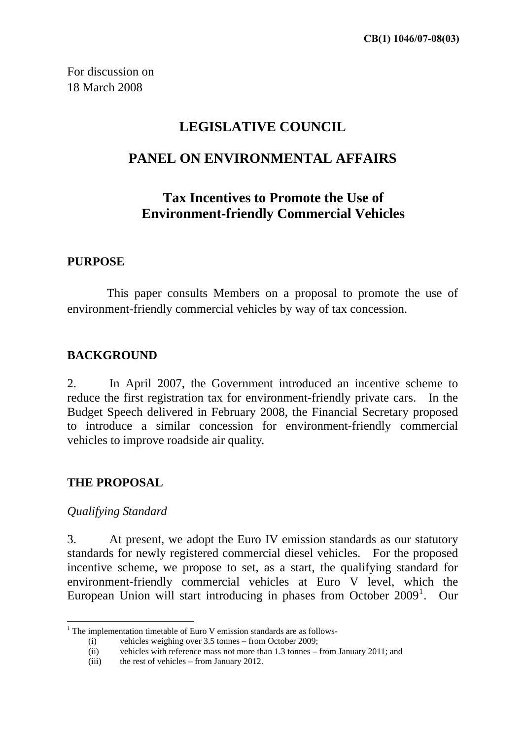CB(1) 1046/07-08(03)

For discussion on
18 March 2008

# LEGISLATIVE COUNCIL

# PANEL ON ENVIRONMENTAL AFFAIRS

## Tax Incentives to Promote the Use of Environment-friendly Commercial Vehicles

### PURPOSE

This paper consults Members on a proposal to promote the use of environment-friendly commercial vehicles by way of tax concession.

### BACKGROUND

2. In April 2007, the Government introduced an incentive scheme to reduce the first registration tax for environment-friendly private cars. In the Budget Speech delivered in February 2008, the Financial Secretary proposed to introduce a similar concession for environment-friendly commercial vehicles to improve roadside air quality.

### THE PROPOSAL

*Qualifying Standard*

3. At present, we adopt the Euro IV emission standards as our statutory standards for newly registered commercial diesel vehicles. For the proposed incentive scheme, we propose to set, as a start, the qualifying standard for environment-friendly commercial vehicles at Euro V level, which the European Union will start introducing in phases from October 2009[1]. Our

[1] The implementation timetable of Euro V emission standards are as follows-

(i) vehicles weighing over 3.5 tonnes – from October 2009;

(ii) vehicles with reference mass not more than 1.3 tonnes – from January 2011; and

(iii) the rest of vehicles – from January 2012.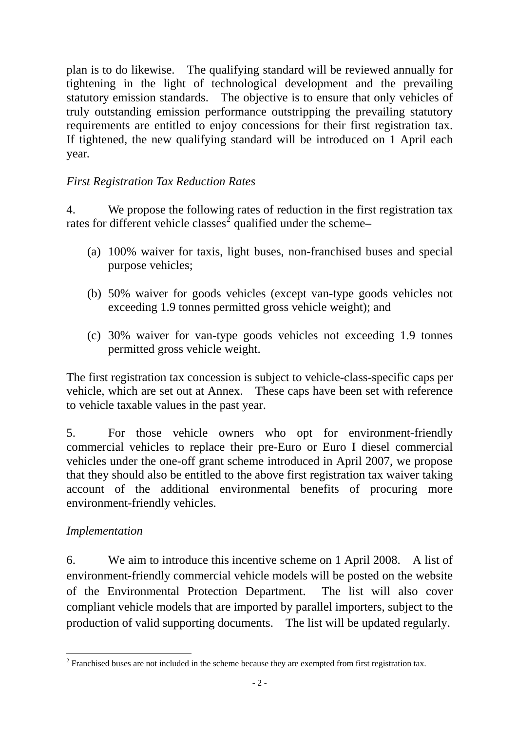plan is to do likewise. The qualifying standard will be reviewed annually for tightening in the light of technological development and the prevailing statutory emission standards. The objective is to ensure that only vehicles of truly outstanding emission performance outstripping the prevailing statutory requirements are entitled to enjoy concessions for their first registration tax. If tightened, the new qualifying standard will be introduced on 1 April each year.

*First Registration Tax Reduction Rates*

4. We propose the following rates of reduction in the first registration tax rates for different vehicle classes[2] qualified under the scheme–

(a) 100% waiver for taxis, light buses, non-franchised buses and special purpose vehicles;

(b) 50% waiver for goods vehicles (except van-type goods vehicles not exceeding 1.9 tonnes permitted gross vehicle weight); and

(c) 30% waiver for van-type goods vehicles not exceeding 1.9 tonnes permitted gross vehicle weight.

The first registration tax concession is subject to vehicle-class-specific caps per vehicle, which are set out at Annex. These caps have been set with reference to vehicle taxable values in the past year.

5. For those vehicle owners who opt for environment-friendly commercial vehicles to replace their pre-Euro or Euro I diesel commercial vehicles under the one-off grant scheme introduced in April 2007, we propose that they should also be entitled to the above first registration tax waiver taking account of the additional environmental benefits of procuring more environment-friendly vehicles.

*Implementation*

6. We aim to introduce this incentive scheme on 1 April 2008. A list of environment-friendly commercial vehicle models will be posted on the website of the Environmental Protection Department. The list will also cover compliant vehicle models that are imported by parallel importers, subject to the production of valid supporting documents. The list will be updated regularly.

[2] Franchised buses are not included in the scheme because they are exempted from first registration tax.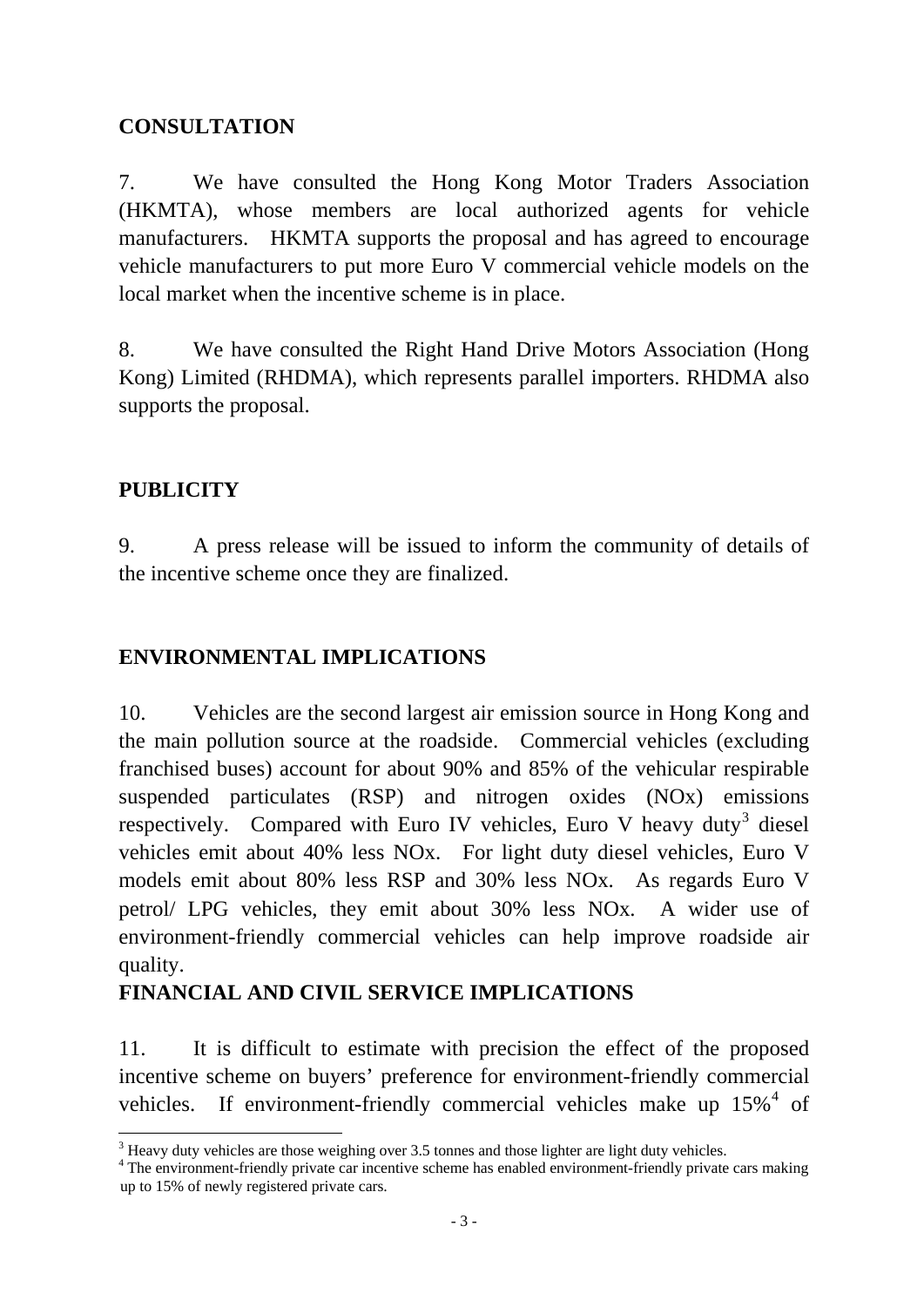## CONSULTATION

7. We have consulted the Hong Kong Motor Traders Association (HKMTA), whose members are local authorized agents for vehicle manufacturers. HKMTA supports the proposal and has agreed to encourage vehicle manufacturers to put more Euro V commercial vehicle models on the local market when the incentive scheme is in place.

8. We have consulted the Right Hand Drive Motors Association (Hong Kong) Limited (RHDMA), which represents parallel importers. RHDMA also supports the proposal.

## PUBLICITY

9. A press release will be issued to inform the community of details of the incentive scheme once they are finalized.

## ENVIRONMENTAL IMPLICATIONS

10. Vehicles are the second largest air emission source in Hong Kong and the main pollution source at the roadside. Commercial vehicles (excluding franchised buses) account for about 90% and 85% of the vehicular respirable suspended particulates (RSP) and nitrogen oxides (NOx) emissions respectively. Compared with Euro IV vehicles, Euro V heavy duty[3] diesel vehicles emit about 40% less NOx. For light duty diesel vehicles, Euro V models emit about 80% less RSP and 30% less NOx. As regards Euro V petrol/ LPG vehicles, they emit about 30% less NOx. A wider use of environment-friendly commercial vehicles can help improve roadside air quality.

## FINANCIAL AND CIVIL SERVICE IMPLICATIONS

11. It is difficult to estimate with precision the effect of the proposed incentive scheme on buyers' preference for environment-friendly commercial vehicles. If environment-friendly commercial vehicles make up 15%[4] of

---

[3] Heavy duty vehicles are those weighing over 3.5 tonnes and those lighter are light duty vehicles.

[4] The environment-friendly private car incentive scheme has enabled environment-friendly private cars making up to 15% of newly registered private cars.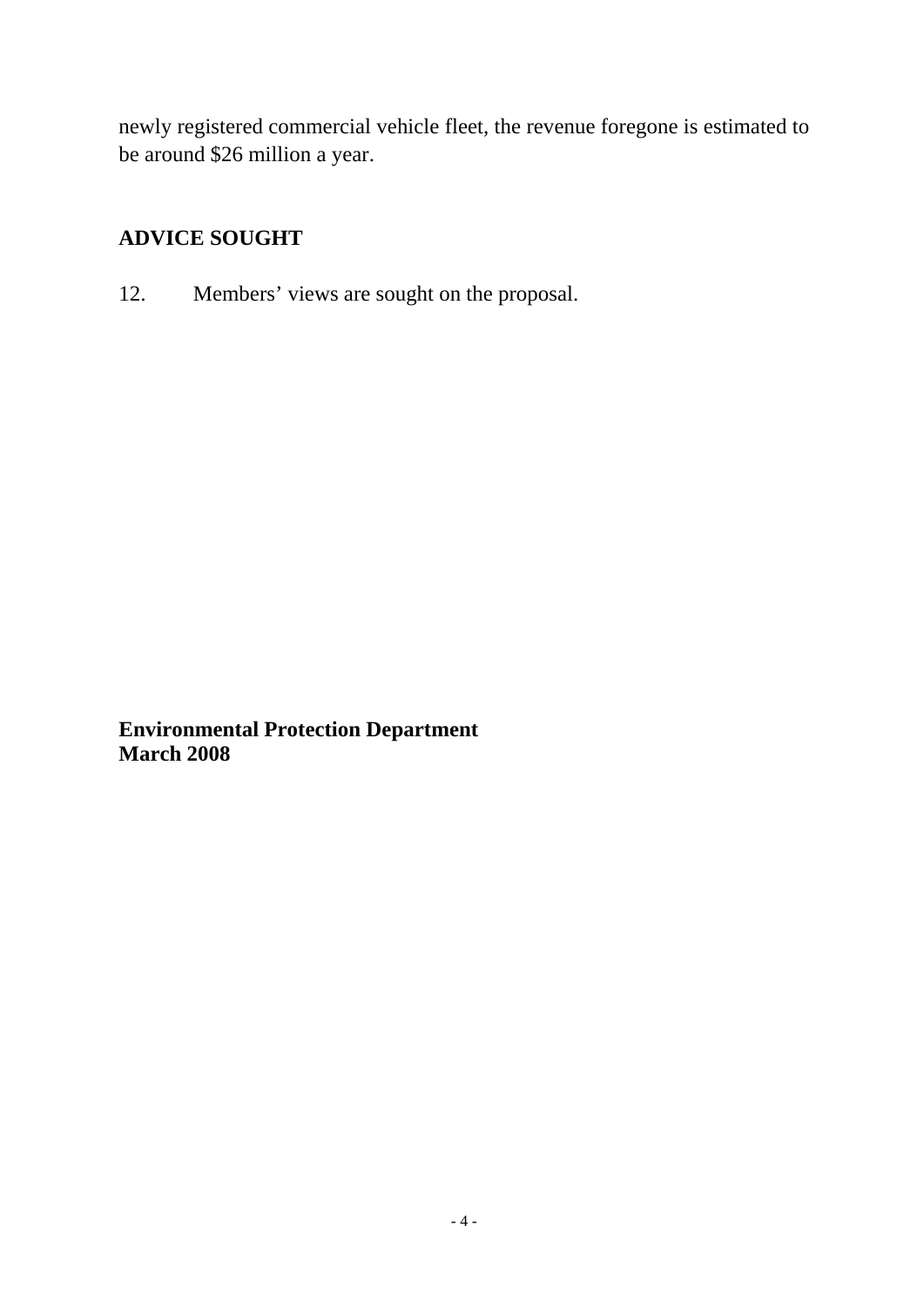newly registered commercial vehicle fleet, the revenue foregone is estimated to be around $26 million a year.

## ADVICE SOUGHT

12. Members' views are sought on the proposal.

**Environmental Protection Department**
**March 2008**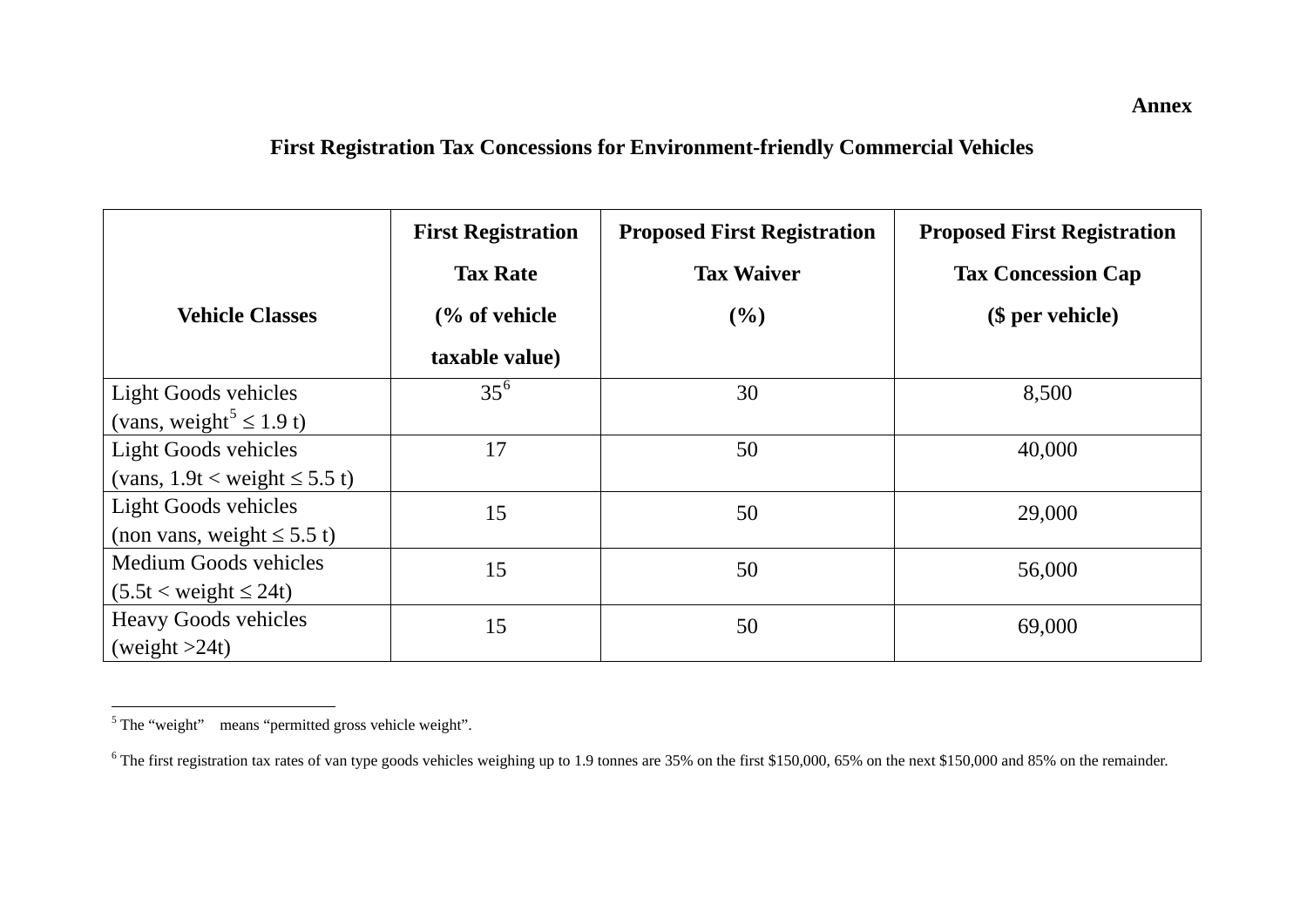**Annex**

## First Registration Tax Concessions for Environment-friendly Commercial Vehicles

| Vehicle Classes | First Registration Tax Rate (% of vehicle taxable value) | Proposed First Registration Tax Waiver (%) | Proposed First Registration Tax Concession Cap ($ per vehicle) |
|---|---|---|---|
| Light Goods vehicles (vans, weight[5] ≤ 1.9 t) | 35[6] | 30 | 8,500 |
| Light Goods vehicles (vans, 1.9t < weight ≤ 5.5 t) | 17 | 50 | 40,000 |
| Light Goods vehicles (non vans, weight ≤ 5.5 t) | 15 | 50 | 29,000 |
| Medium Goods vehicles (5.5t < weight ≤ 24t) | 15 | 50 | 56,000 |
| Heavy Goods vehicles (weight >24t) | 15 | 50 | 69,000 |

---

[5] The "weight" means "permitted gross vehicle weight".

[6] The first registration tax rates of van type goods vehicles weighing up to 1.9 tonnes are 35% on the first $150,000, 65% on the next $150,000 and 85% on the remainder.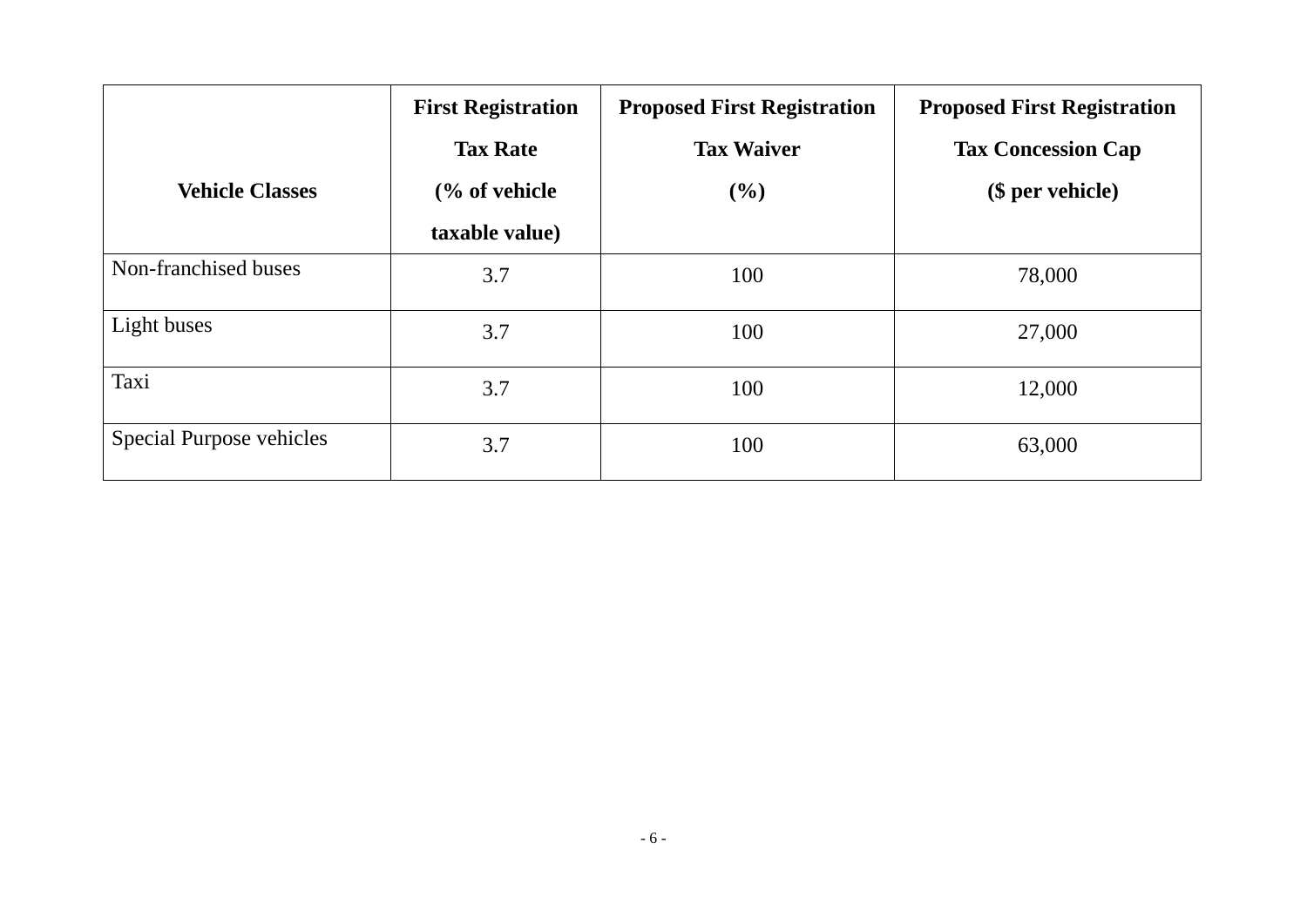| Vehicle Classes | First Registration Tax Rate (% of vehicle taxable value) | Proposed First Registration Tax Waiver (%) | Proposed First Registration Tax Concession Cap ($ per vehicle) |
|---|---|---|---|
| Non-franchised buses | 3.7 | 100 | 78,000 |
| Light buses | 3.7 | 100 | 27,000 |
| Taxi | 3.7 | 100 | 12,000 |
| Special Purpose vehicles | 3.7 | 100 | 63,000 |